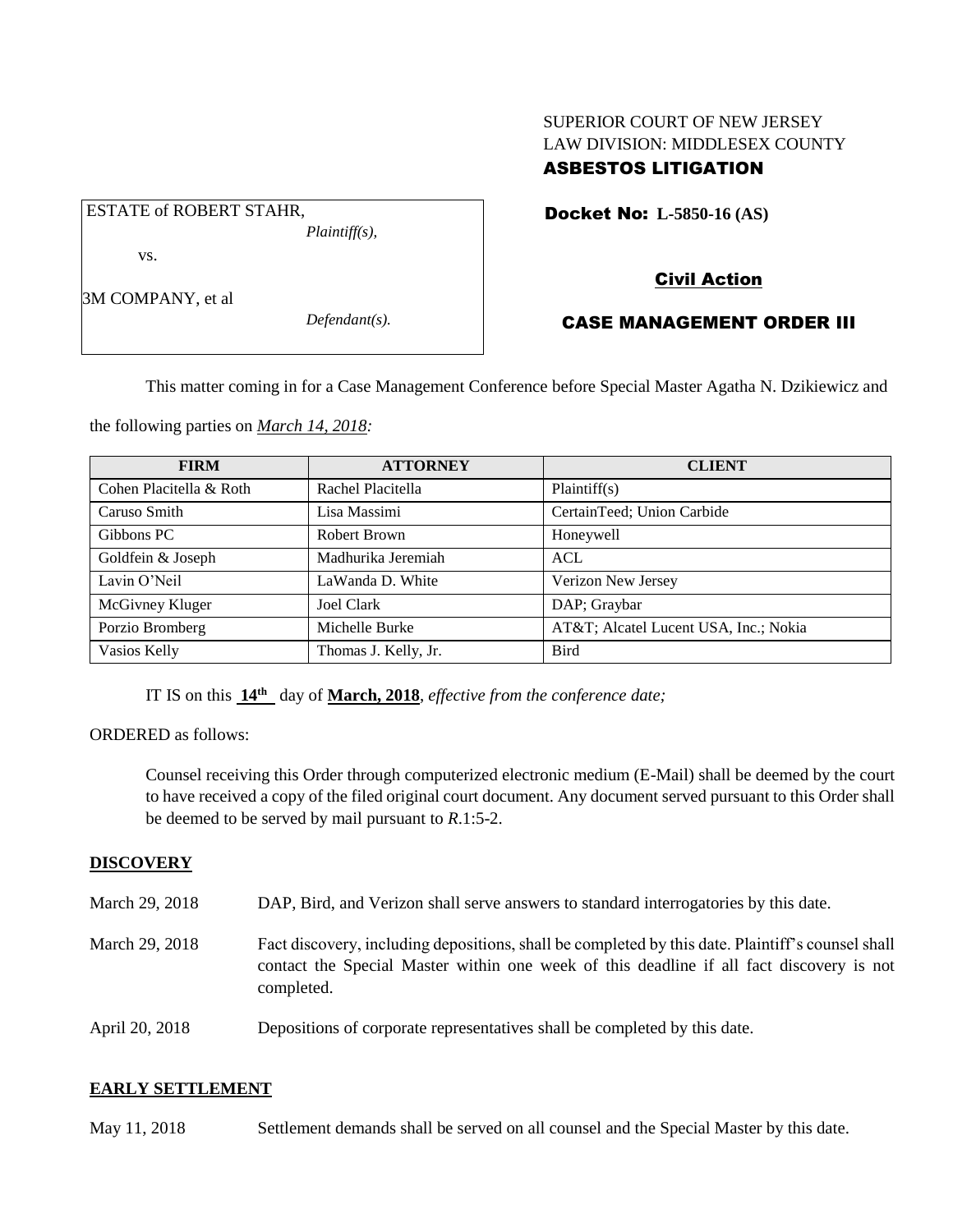SUPERIOR COURT OF NEW JERSEY
LAW DIVISION: MIDDLESEX COUNTY
**ASBESTOS LITIGATION**

ESTATE of ROBERT STAHR,
*Plaintiff(s),*

vs.

3M COMPANY, et al
*Defendant(s).*

**Docket No: L-5850-16 (AS)**

**Civil Action**

**CASE MANAGEMENT ORDER III**

This matter coming in for a Case Management Conference before Special Master Agatha N. Dzikiewicz and the following parties on ***March 14, 2018:***

| FIRM | ATTORNEY | CLIENT |
|---|---|---|
| Cohen Placitella & Roth | Rachel Placitella | Plaintiff(s) |
| Caruso Smith | Lisa Massimi | CertainTeed; Union Carbide |
| Gibbons PC | Robert Brown | Honeywell |
| Goldfein & Joseph | Madhurika Jeremiah | ACL |
| Lavin O'Neil | LaWanda D. White | Verizon New Jersey |
| McGivney Kluger | Joel Clark | DAP; Graybar |
| Porzio Bromberg | Michelle Burke | AT&T; Alcatel Lucent USA, Inc.; Nokia |
| Vasios Kelly | Thomas J. Kelly, Jr. | Bird |

IT IS on this **14th** day of **March, 2018**, *effective from the conference date;*

ORDERED as follows:

Counsel receiving this Order through computerized electronic medium (E-Mail) shall be deemed by the court to have received a copy of the filed original court document. Any document served pursuant to this Order shall be deemed to be served by mail pursuant to *R*.1:5-2.

**DISCOVERY**

March 29, 2018 — DAP, Bird, and Verizon shall serve answers to standard interrogatories by this date.

March 29, 2018 — Fact discovery, including depositions, shall be completed by this date. Plaintiff's counsel shall contact the Special Master within one week of this deadline if all fact discovery is not completed.

April 20, 2018 — Depositions of corporate representatives shall be completed by this date.

**EARLY SETTLEMENT**

May 11, 2018 — Settlement demands shall be served on all counsel and the Special Master by this date.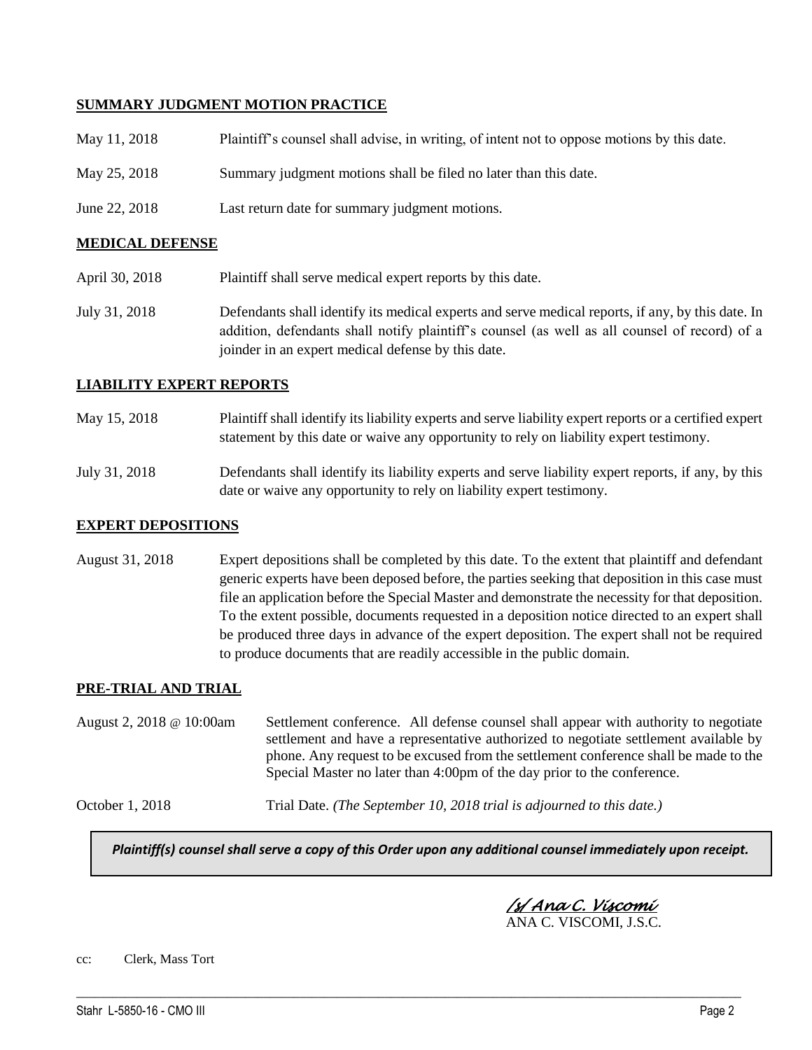**SUMMARY JUDGMENT MOTION PRACTICE**

| | |
|---|---|
| May 11, 2018 | Plaintiff's counsel shall advise, in writing, of intent not to oppose motions by this date. |
| May 25, 2018 | Summary judgment motions shall be filed no later than this date. |
| June 22, 2018 | Last return date for summary judgment motions. |

**MEDICAL DEFENSE**

| | |
|---|---|
| April 30, 2018 | Plaintiff shall serve medical expert reports by this date. |
| July 31, 2018 | Defendants shall identify its medical experts and serve medical reports, if any, by this date. In addition, defendants shall notify plaintiff's counsel (as well as all counsel of record) of a joinder in an expert medical defense by this date. |

**LIABILITY EXPERT REPORTS**

| | |
|---|---|
| May 15, 2018 | Plaintiff shall identify its liability experts and serve liability expert reports or a certified expert statement by this date or waive any opportunity to rely on liability expert testimony. |
| July 31, 2018 | Defendants shall identify its liability experts and serve liability expert reports, if any, by this date or waive any opportunity to rely on liability expert testimony. |

**EXPERT DEPOSITIONS**

| | |
|---|---|
| August 31, 2018 | Expert depositions shall be completed by this date. To the extent that plaintiff and defendant generic experts have been deposed before, the parties seeking that deposition in this case must file an application before the Special Master and demonstrate the necessity for that deposition. To the extent possible, documents requested in a deposition notice directed to an expert shall be produced three days in advance of the expert deposition. The expert shall not be required to produce documents that are readily accessible in the public domain. |

**PRE-TRIAL AND TRIAL**

| | |
|---|---|
| August 2, 2018 @ 10:00am | Settlement conference. All defense counsel shall appear with authority to negotiate settlement and have a representative authorized to negotiate settlement available by phone. Any request to be excused from the settlement conference shall be made to the Special Master no later than 4:00pm of the day prior to the conference. |
| October 1, 2018 | Trial Date. *(The September 10, 2018 trial is adjourned to this date.)* |

***Plaintiff(s) counsel shall serve a copy of this Order upon any additional counsel immediately upon receipt.***

*/s/ Ana C. Viscomi*
ANA C. VISCOMI, J.S.C.

cc: Clerk, Mass Tort